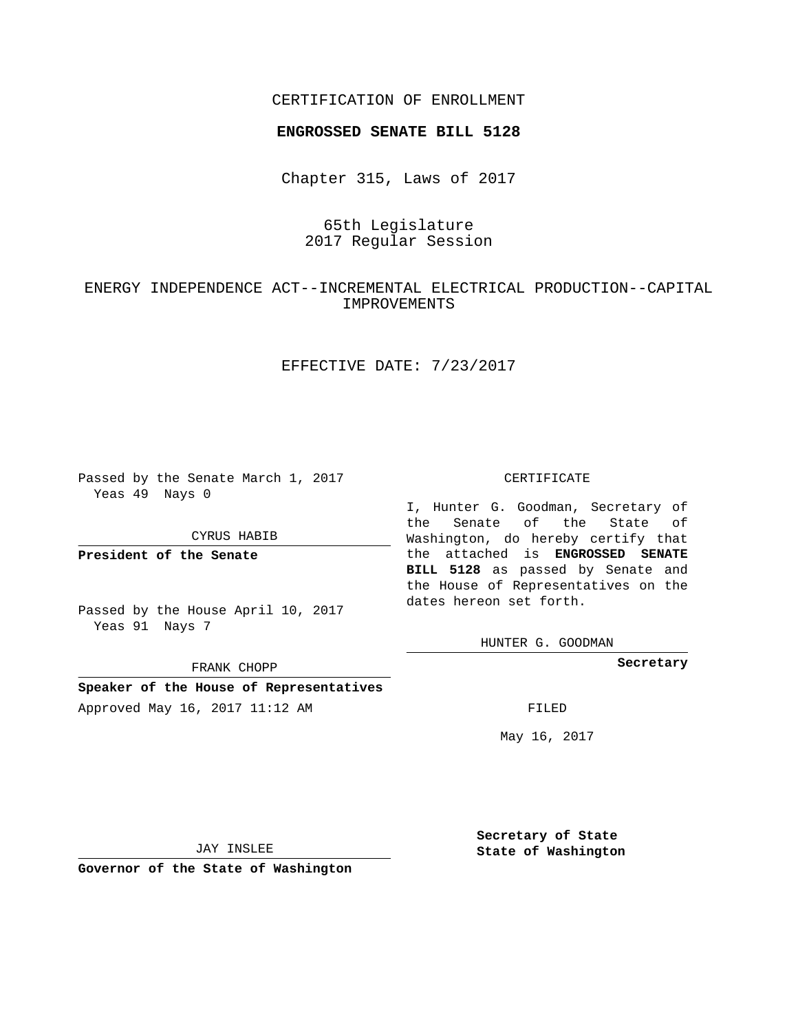CERTIFICATION OF ENROLLMENT

**ENGROSSED SENATE BILL 5128**

Chapter 315, Laws of 2017

65th Legislature
2017 Regular Session

ENERGY INDEPENDENCE ACT--INCREMENTAL ELECTRICAL PRODUCTION--CAPITAL IMPROVEMENTS

EFFECTIVE DATE: 7/23/2017

Passed by the Senate March 1, 2017
Yeas 49 Nays 0

CYRUS HABIB

**President of the Senate**

Passed by the House April 10, 2017
Yeas 91 Nays 7

FRANK CHOPP

**Speaker of the House of Representatives**

Approved May 16, 2017 11:12 AM

JAY INSLEE

**Governor of the State of Washington**

CERTIFICATE

I, Hunter G. Goodman, Secretary of the Senate of the State of Washington, do hereby certify that the attached is **ENGROSSED SENATE BILL 5128** as passed by Senate and the House of Representatives on the dates hereon set forth.

HUNTER G. GOODMAN

**Secretary**

FILED

May 16, 2017

**Secretary of State**
**State of Washington**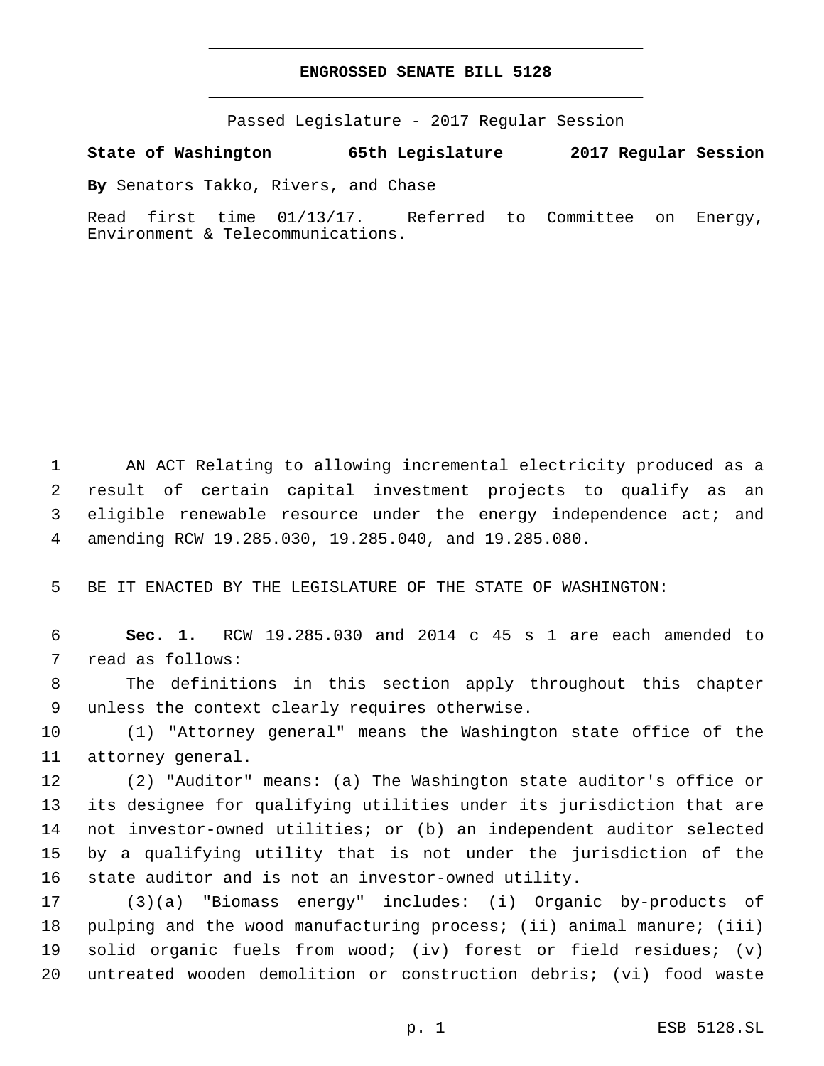**ENGROSSED SENATE BILL 5128**

Passed Legislature - 2017 Regular Session

**State of Washington 65th Legislature 2017 Regular Session**

**By** Senators Takko, Rivers, and Chase

Read first time 01/13/17. Referred to Committee on Energy, Environment & Telecommunications.

AN ACT Relating to allowing incremental electricity produced as a result of certain capital investment projects to qualify as an eligible renewable resource under the energy independence act; and amending RCW 19.285.030, 19.285.040, and 19.285.080.

BE IT ENACTED BY THE LEGISLATURE OF THE STATE OF WASHINGTON:

**Sec. 1.** RCW 19.285.030 and 2014 c 45 s 1 are each amended to read as follows:

The definitions in this section apply throughout this chapter unless the context clearly requires otherwise.

(1) "Attorney general" means the Washington state office of the attorney general.

(2) "Auditor" means: (a) The Washington state auditor's office or its designee for qualifying utilities under its jurisdiction that are not investor-owned utilities; or (b) an independent auditor selected by a qualifying utility that is not under the jurisdiction of the state auditor and is not an investor-owned utility.

(3)(a) "Biomass energy" includes: (i) Organic by-products of pulping and the wood manufacturing process; (ii) animal manure; (iii) solid organic fuels from wood; (iv) forest or field residues; (v) untreated wooden demolition or construction debris; (vi) food waste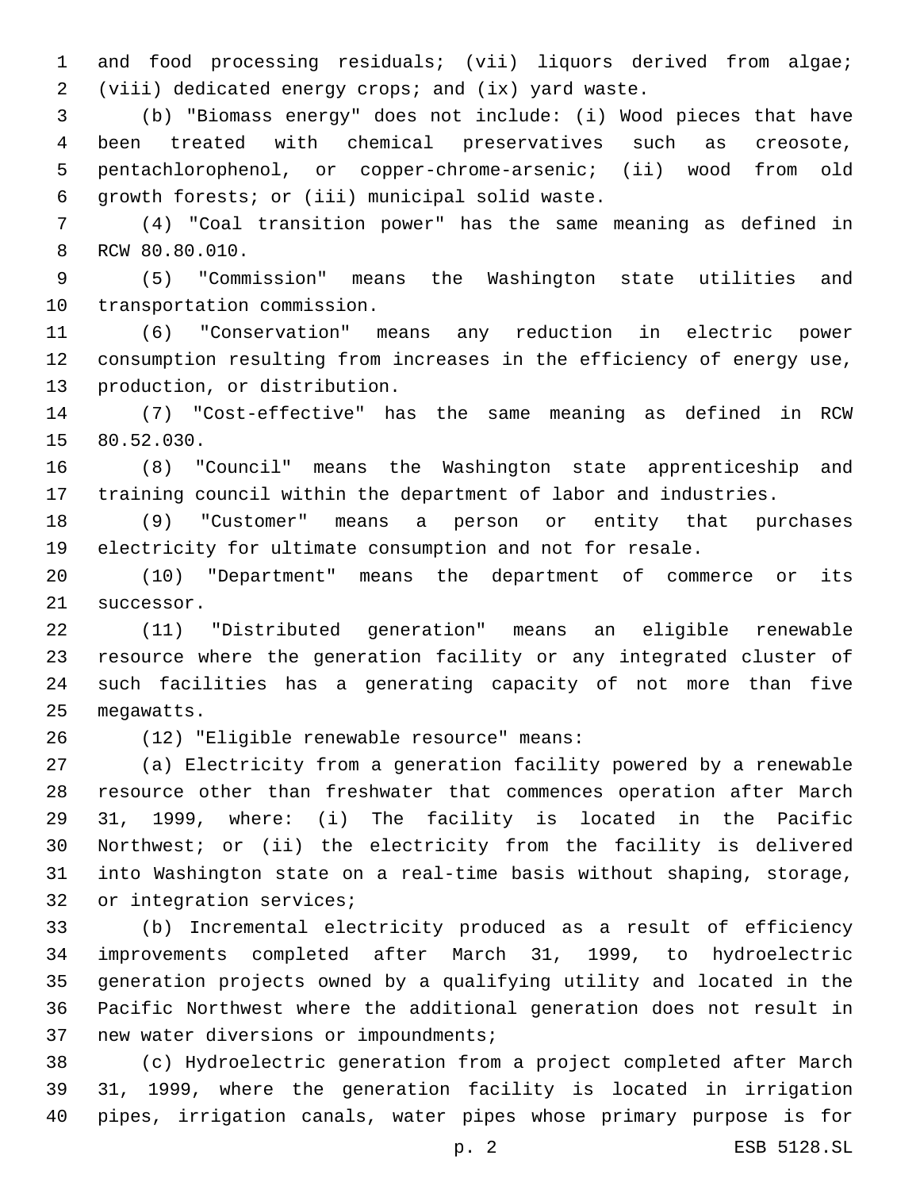and food processing residuals; (vii) liquors derived from algae; (viii) dedicated energy crops; and (ix) yard waste.

(b) "Biomass energy" does not include: (i) Wood pieces that have been treated with chemical preservatives such as creosote, pentachlorophenol, or copper-chrome-arsenic; (ii) wood from old growth forests; or (iii) municipal solid waste.

(4) "Coal transition power" has the same meaning as defined in RCW 80.80.010.

(5) "Commission" means the Washington state utilities and transportation commission.

(6) "Conservation" means any reduction in electric power consumption resulting from increases in the efficiency of energy use, production, or distribution.

(7) "Cost-effective" has the same meaning as defined in RCW 80.52.030.

(8) "Council" means the Washington state apprenticeship and training council within the department of labor and industries.

(9) "Customer" means a person or entity that purchases electricity for ultimate consumption and not for resale.

(10) "Department" means the department of commerce or its successor.

(11) "Distributed generation" means an eligible renewable resource where the generation facility or any integrated cluster of such facilities has a generating capacity of not more than five megawatts.

(12) "Eligible renewable resource" means:

(a) Electricity from a generation facility powered by a renewable resource other than freshwater that commences operation after March 31, 1999, where: (i) The facility is located in the Pacific Northwest; or (ii) the electricity from the facility is delivered into Washington state on a real-time basis without shaping, storage, or integration services;

(b) Incremental electricity produced as a result of efficiency improvements completed after March 31, 1999, to hydroelectric generation projects owned by a qualifying utility and located in the Pacific Northwest where the additional generation does not result in new water diversions or impoundments;

(c) Hydroelectric generation from a project completed after March 31, 1999, where the generation facility is located in irrigation pipes, irrigation canals, water pipes whose primary purpose is for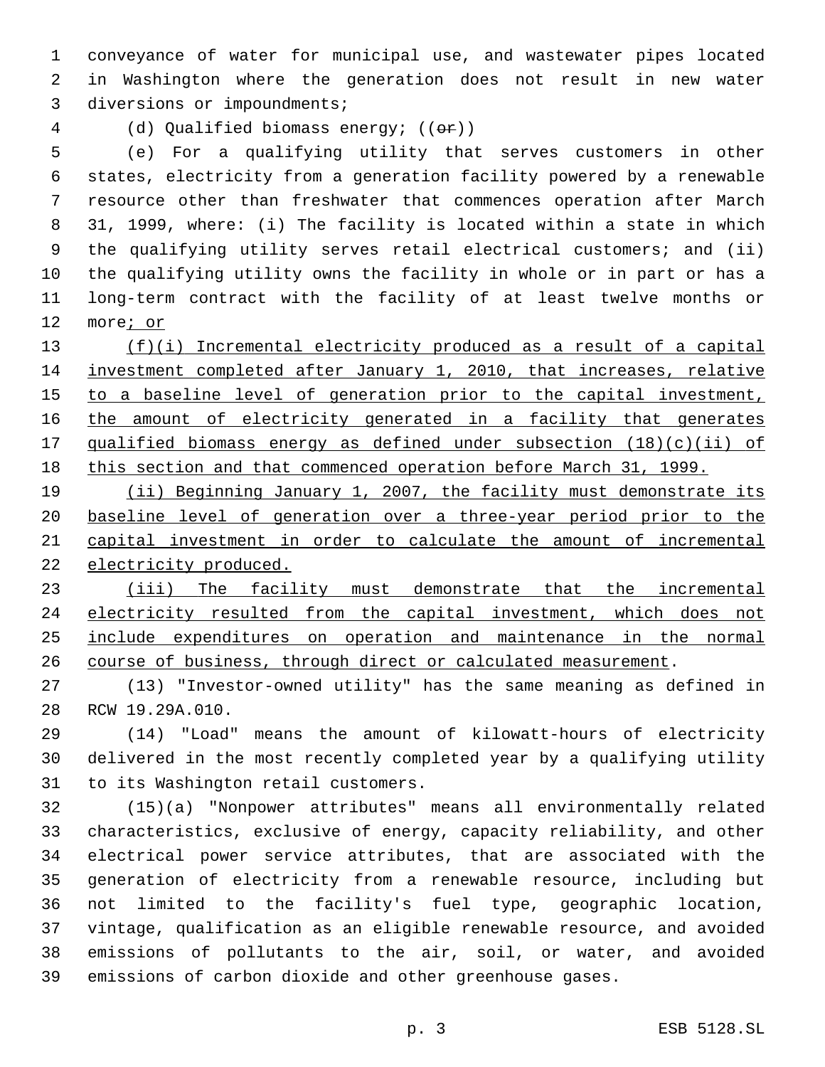conveyance of water for municipal use, and wastewater pipes located in Washington where the generation does not result in new water diversions or impoundments;

(d) Qualified biomass energy; ((~~or~~))

(e) For a qualifying utility that serves customers in other states, electricity from a generation facility powered by a renewable resource other than freshwater that commences operation after March 31, 1999, where: (i) The facility is located within a state in which the qualifying utility serves retail electrical customers; and (ii) the qualifying utility owns the facility in whole or in part or has a long-term contract with the facility of at least twelve months or more<u>; or</u>

<u>(f)(i) Incremental electricity produced as a result of a capital investment completed after January 1, 2010, that increases, relative to a baseline level of generation prior to the capital investment, the amount of electricity generated in a facility that generates qualified biomass energy as defined under subsection (18)(c)(ii) of this section and that commenced operation before March 31, 1999.</u>

<u>(ii) Beginning January 1, 2007, the facility must demonstrate its baseline level of generation over a three-year period prior to the capital investment in order to calculate the amount of incremental electricity produced.</u>

<u>(iii) The facility must demonstrate that the incremental electricity resulted from the capital investment, which does not include expenditures on operation and maintenance in the normal course of business, through direct or calculated measurement</u>.

(13) "Investor-owned utility" has the same meaning as defined in RCW 19.29A.010.

(14) "Load" means the amount of kilowatt-hours of electricity delivered in the most recently completed year by a qualifying utility to its Washington retail customers.

(15)(a) "Nonpower attributes" means all environmentally related characteristics, exclusive of energy, capacity reliability, and other electrical power service attributes, that are associated with the generation of electricity from a renewable resource, including but not limited to the facility's fuel type, geographic location, vintage, qualification as an eligible renewable resource, and avoided emissions of pollutants to the air, soil, or water, and avoided emissions of carbon dioxide and other greenhouse gases.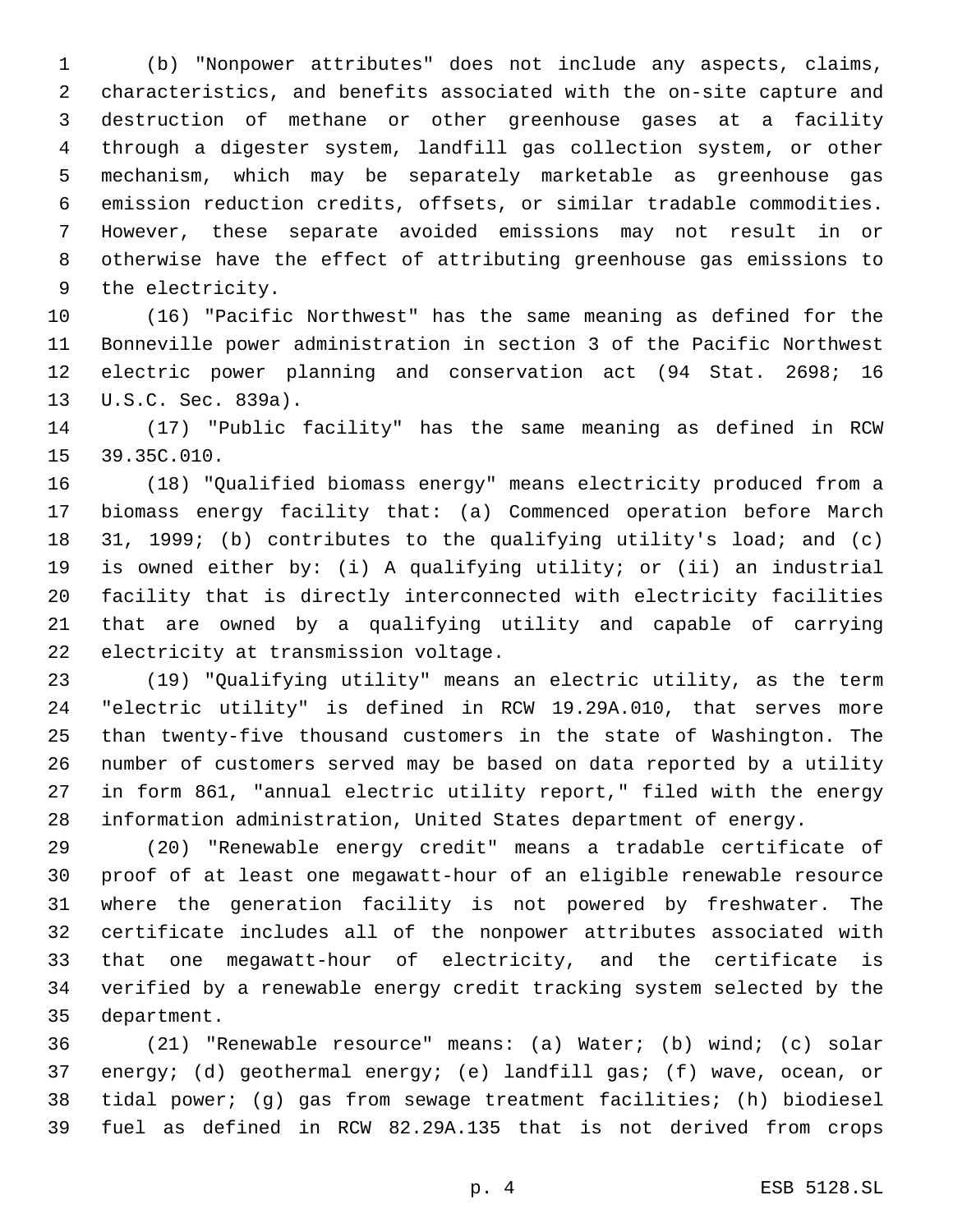(b) "Nonpower attributes" does not include any aspects, claims, characteristics, and benefits associated with the on-site capture and destruction of methane or other greenhouse gases at a facility through a digester system, landfill gas collection system, or other mechanism, which may be separately marketable as greenhouse gas emission reduction credits, offsets, or similar tradable commodities. However, these separate avoided emissions may not result in or otherwise have the effect of attributing greenhouse gas emissions to the electricity.

(16) "Pacific Northwest" has the same meaning as defined for the Bonneville power administration in section 3 of the Pacific Northwest electric power planning and conservation act (94 Stat. 2698; 16 U.S.C. Sec. 839a).

(17) "Public facility" has the same meaning as defined in RCW 39.35C.010.

(18) "Qualified biomass energy" means electricity produced from a biomass energy facility that: (a) Commenced operation before March 31, 1999; (b) contributes to the qualifying utility's load; and (c) is owned either by: (i) A qualifying utility; or (ii) an industrial facility that is directly interconnected with electricity facilities that are owned by a qualifying utility and capable of carrying electricity at transmission voltage.

(19) "Qualifying utility" means an electric utility, as the term "electric utility" is defined in RCW 19.29A.010, that serves more than twenty-five thousand customers in the state of Washington. The number of customers served may be based on data reported by a utility in form 861, "annual electric utility report," filed with the energy information administration, United States department of energy.

(20) "Renewable energy credit" means a tradable certificate of proof of at least one megawatt-hour of an eligible renewable resource where the generation facility is not powered by freshwater. The certificate includes all of the nonpower attributes associated with that one megawatt-hour of electricity, and the certificate is verified by a renewable energy credit tracking system selected by the department.

(21) "Renewable resource" means: (a) Water; (b) wind; (c) solar energy; (d) geothermal energy; (e) landfill gas; (f) wave, ocean, or tidal power; (g) gas from sewage treatment facilities; (h) biodiesel fuel as defined in RCW 82.29A.135 that is not derived from crops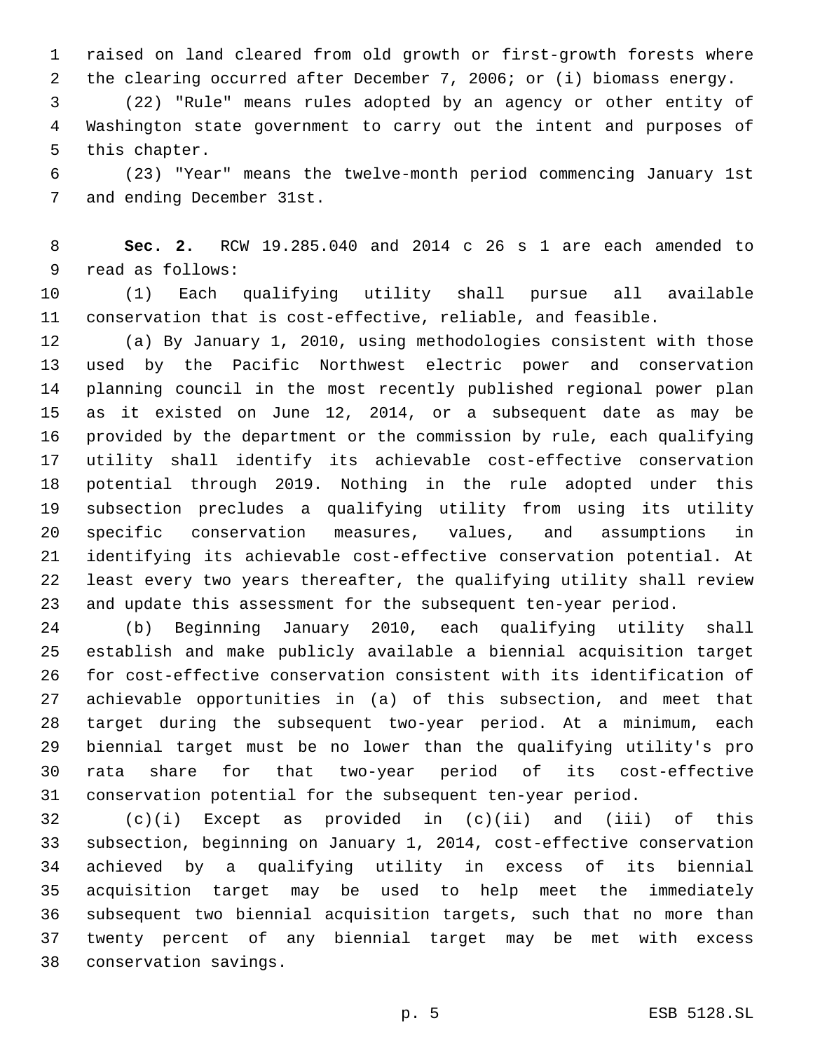raised on land cleared from old growth or first-growth forests where the clearing occurred after December 7, 2006; or (i) biomass energy.

(22) "Rule" means rules adopted by an agency or other entity of Washington state government to carry out the intent and purposes of this chapter.

(23) "Year" means the twelve-month period commencing January 1st and ending December 31st.

**Sec. 2.** RCW 19.285.040 and 2014 c 26 s 1 are each amended to read as follows:

(1) Each qualifying utility shall pursue all available conservation that is cost-effective, reliable, and feasible.

(a) By January 1, 2010, using methodologies consistent with those used by the Pacific Northwest electric power and conservation planning council in the most recently published regional power plan as it existed on June 12, 2014, or a subsequent date as may be provided by the department or the commission by rule, each qualifying utility shall identify its achievable cost-effective conservation potential through 2019. Nothing in the rule adopted under this subsection precludes a qualifying utility from using its utility specific conservation measures, values, and assumptions in identifying its achievable cost-effective conservation potential. At least every two years thereafter, the qualifying utility shall review and update this assessment for the subsequent ten-year period.

(b) Beginning January 2010, each qualifying utility shall establish and make publicly available a biennial acquisition target for cost-effective conservation consistent with its identification of achievable opportunities in (a) of this subsection, and meet that target during the subsequent two-year period. At a minimum, each biennial target must be no lower than the qualifying utility's pro rata share for that two-year period of its cost-effective conservation potential for the subsequent ten-year period.

(c)(i) Except as provided in (c)(ii) and (iii) of this subsection, beginning on January 1, 2014, cost-effective conservation achieved by a qualifying utility in excess of its biennial acquisition target may be used to help meet the immediately subsequent two biennial acquisition targets, such that no more than twenty percent of any biennial target may be met with excess conservation savings.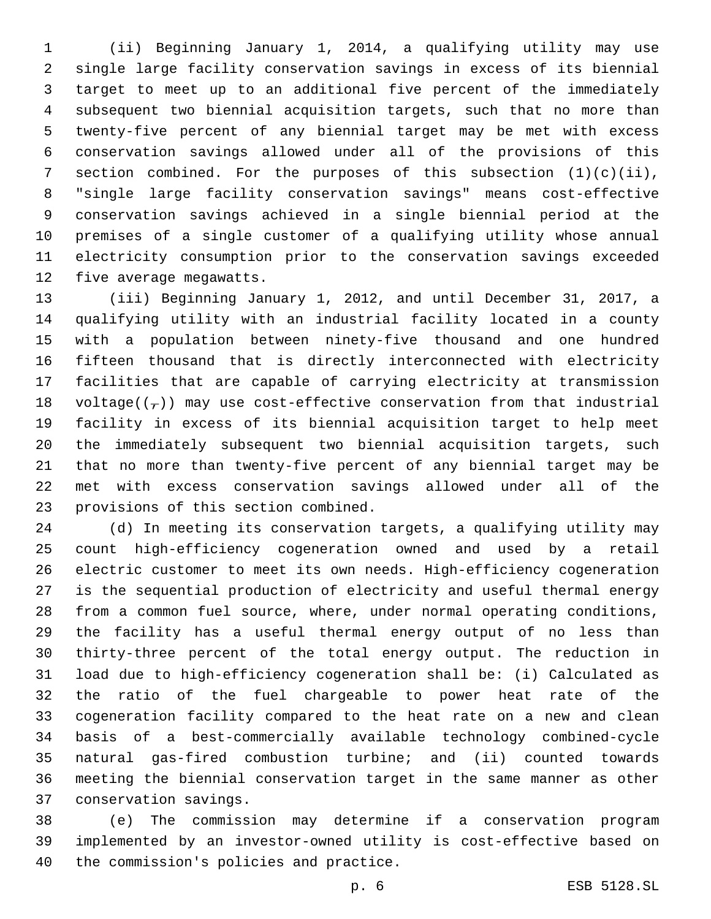(ii) Beginning January 1, 2014, a qualifying utility may use single large facility conservation savings in excess of its biennial target to meet up to an additional five percent of the immediately subsequent two biennial acquisition targets, such that no more than twenty-five percent of any biennial target may be met with excess conservation savings allowed under all of the provisions of this section combined. For the purposes of this subsection (1)(c)(ii), "single large facility conservation savings" means cost-effective conservation savings achieved in a single biennial period at the premises of a single customer of a qualifying utility whose annual electricity consumption prior to the conservation savings exceeded five average megawatts.

(iii) Beginning January 1, 2012, and until December 31, 2017, a qualifying utility with an industrial facility located in a county with a population between ninety-five thousand and one hundred fifteen thousand that is directly interconnected with electricity facilities that are capable of carrying electricity at transmission voltage((,)) may use cost-effective conservation from that industrial facility in excess of its biennial acquisition target to help meet the immediately subsequent two biennial acquisition targets, such that no more than twenty-five percent of any biennial target may be met with excess conservation savings allowed under all of the provisions of this section combined.

(d) In meeting its conservation targets, a qualifying utility may count high-efficiency cogeneration owned and used by a retail electric customer to meet its own needs. High-efficiency cogeneration is the sequential production of electricity and useful thermal energy from a common fuel source, where, under normal operating conditions, the facility has a useful thermal energy output of no less than thirty-three percent of the total energy output. The reduction in load due to high-efficiency cogeneration shall be: (i) Calculated as the ratio of the fuel chargeable to power heat rate of the cogeneration facility compared to the heat rate on a new and clean basis of a best-commercially available technology combined-cycle natural gas-fired combustion turbine; and (ii) counted towards meeting the biennial conservation target in the same manner as other conservation savings.

(e) The commission may determine if a conservation program implemented by an investor-owned utility is cost-effective based on the commission's policies and practice.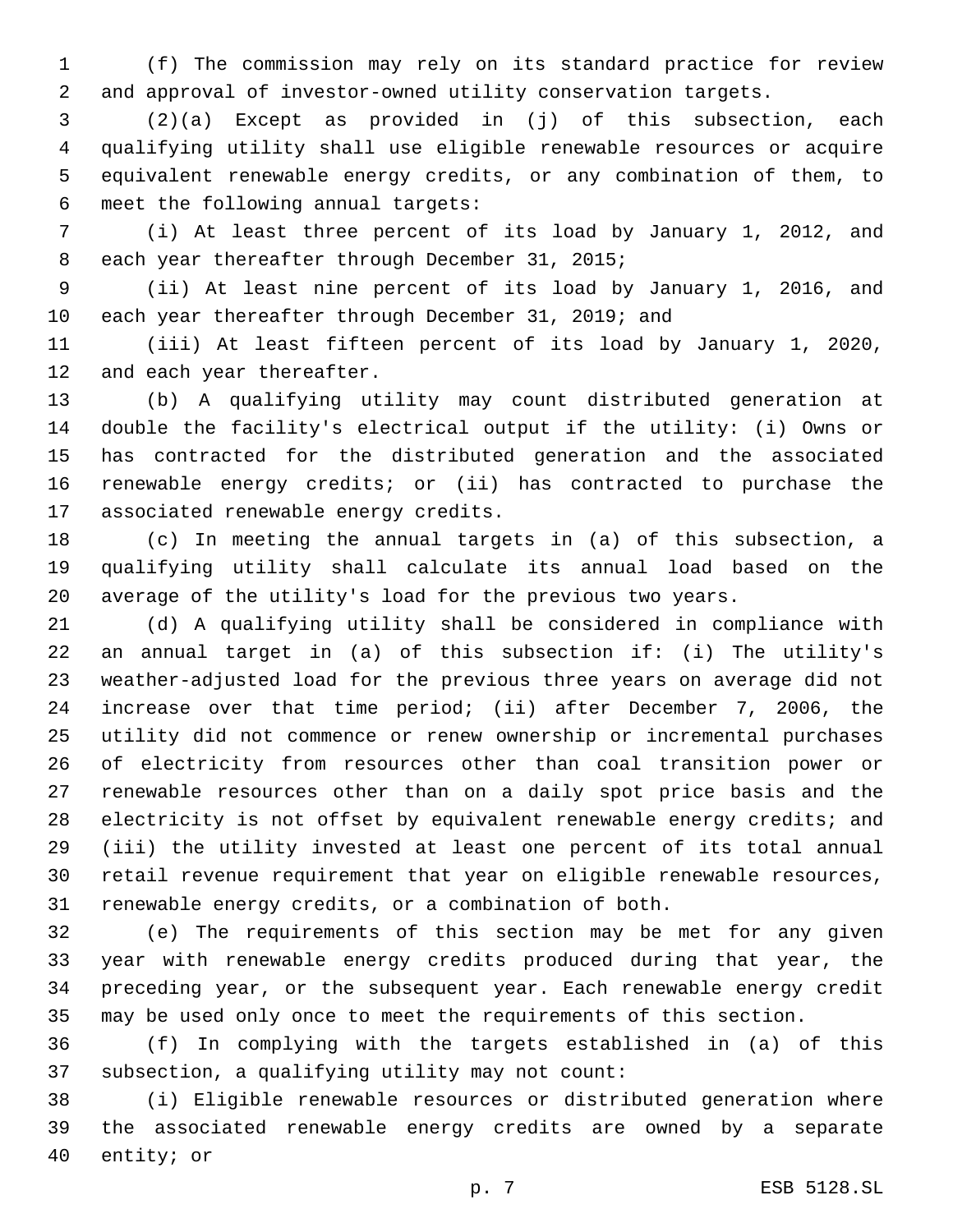(f) The commission may rely on its standard practice for review and approval of investor-owned utility conservation targets.

(2)(a) Except as provided in (j) of this subsection, each qualifying utility shall use eligible renewable resources or acquire equivalent renewable energy credits, or any combination of them, to meet the following annual targets:

(i) At least three percent of its load by January 1, 2012, and each year thereafter through December 31, 2015;

(ii) At least nine percent of its load by January 1, 2016, and each year thereafter through December 31, 2019; and

(iii) At least fifteen percent of its load by January 1, 2020, and each year thereafter.

(b) A qualifying utility may count distributed generation at double the facility's electrical output if the utility: (i) Owns or has contracted for the distributed generation and the associated renewable energy credits; or (ii) has contracted to purchase the associated renewable energy credits.

(c) In meeting the annual targets in (a) of this subsection, a qualifying utility shall calculate its annual load based on the average of the utility's load for the previous two years.

(d) A qualifying utility shall be considered in compliance with an annual target in (a) of this subsection if: (i) The utility's weather-adjusted load for the previous three years on average did not increase over that time period; (ii) after December 7, 2006, the utility did not commence or renew ownership or incremental purchases of electricity from resources other than coal transition power or renewable resources other than on a daily spot price basis and the electricity is not offset by equivalent renewable energy credits; and (iii) the utility invested at least one percent of its total annual retail revenue requirement that year on eligible renewable resources, renewable energy credits, or a combination of both.

(e) The requirements of this section may be met for any given year with renewable energy credits produced during that year, the preceding year, or the subsequent year. Each renewable energy credit may be used only once to meet the requirements of this section.

(f) In complying with the targets established in (a) of this subsection, a qualifying utility may not count:

(i) Eligible renewable resources or distributed generation where the associated renewable energy credits are owned by a separate entity; or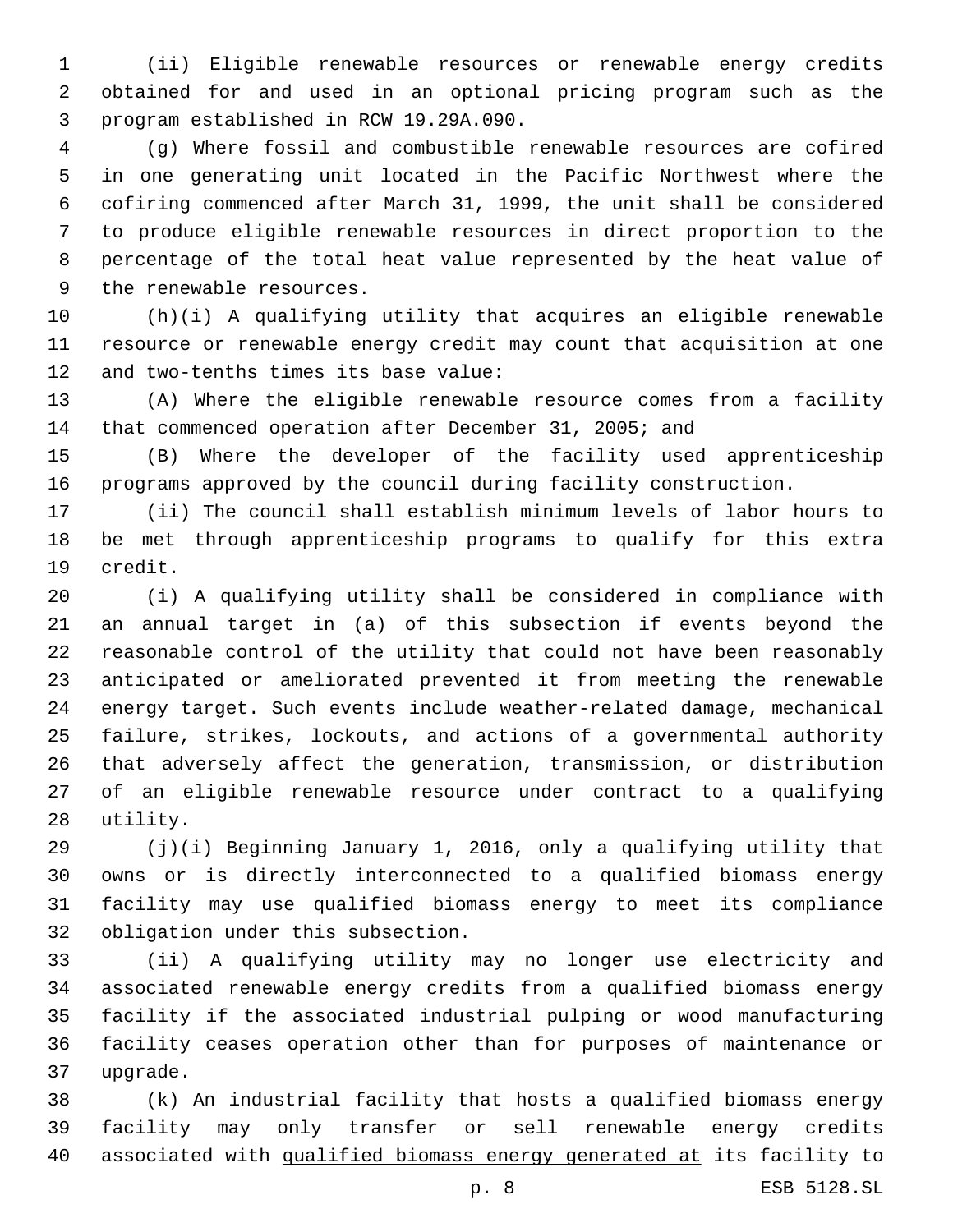(ii) Eligible renewable resources or renewable energy credits obtained for and used in an optional pricing program such as the program established in RCW 19.29A.090.

(g) Where fossil and combustible renewable resources are cofired in one generating unit located in the Pacific Northwest where the cofiring commenced after March 31, 1999, the unit shall be considered to produce eligible renewable resources in direct proportion to the percentage of the total heat value represented by the heat value of the renewable resources.

(h)(i) A qualifying utility that acquires an eligible renewable resource or renewable energy credit may count that acquisition at one and two-tenths times its base value:

(A) Where the eligible renewable resource comes from a facility that commenced operation after December 31, 2005; and

(B) Where the developer of the facility used apprenticeship programs approved by the council during facility construction.

(ii) The council shall establish minimum levels of labor hours to be met through apprenticeship programs to qualify for this extra credit.

(i) A qualifying utility shall be considered in compliance with an annual target in (a) of this subsection if events beyond the reasonable control of the utility that could not have been reasonably anticipated or ameliorated prevented it from meeting the renewable energy target. Such events include weather-related damage, mechanical failure, strikes, lockouts, and actions of a governmental authority that adversely affect the generation, transmission, or distribution of an eligible renewable resource under contract to a qualifying utility.

(j)(i) Beginning January 1, 2016, only a qualifying utility that owns or is directly interconnected to a qualified biomass energy facility may use qualified biomass energy to meet its compliance obligation under this subsection.

(ii) A qualifying utility may no longer use electricity and associated renewable energy credits from a qualified biomass energy facility if the associated industrial pulping or wood manufacturing facility ceases operation other than for purposes of maintenance or upgrade.

(k) An industrial facility that hosts a qualified biomass energy facility may only transfer or sell renewable energy credits associated with <u>qualified biomass energy generated at</u> its facility to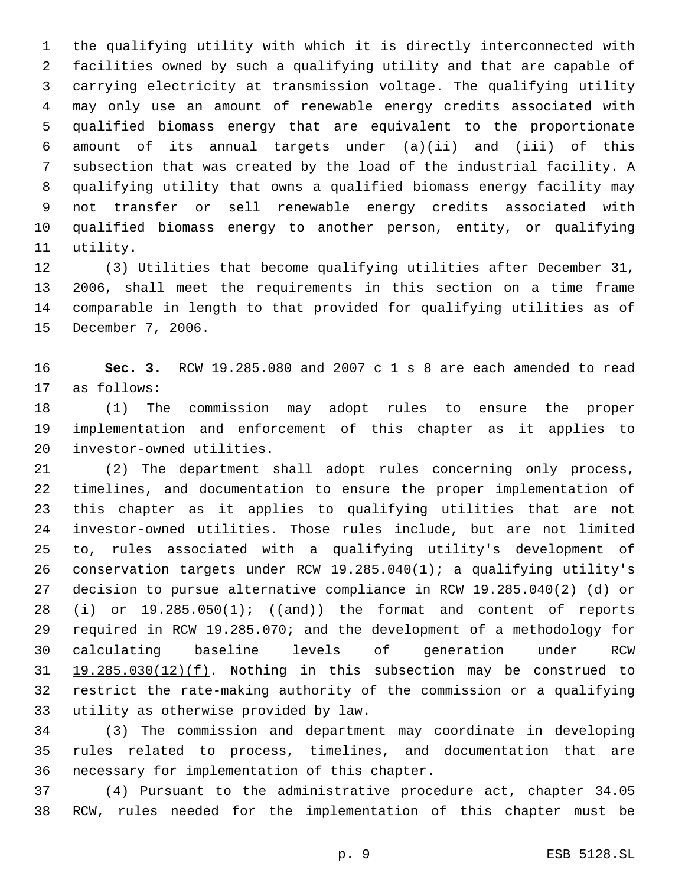the qualifying utility with which it is directly interconnected with facilities owned by such a qualifying utility and that are capable of carrying electricity at transmission voltage. The qualifying utility may only use an amount of renewable energy credits associated with qualified biomass energy that are equivalent to the proportionate amount of its annual targets under (a)(ii) and (iii) of this subsection that was created by the load of the industrial facility. A qualifying utility that owns a qualified biomass energy facility may not transfer or sell renewable energy credits associated with qualified biomass energy to another person, entity, or qualifying utility.

(3) Utilities that become qualifying utilities after December 31, 2006, shall meet the requirements in this section on a time frame comparable in length to that provided for qualifying utilities as of December 7, 2006.

**Sec. 3.** RCW 19.285.080 and 2007 c 1 s 8 are each amended to read as follows:

(1) The commission may adopt rules to ensure the proper implementation and enforcement of this chapter as it applies to investor-owned utilities.

(2) The department shall adopt rules concerning only process, timelines, and documentation to ensure the proper implementation of this chapter as it applies to qualifying utilities that are not investor-owned utilities. Those rules include, but are not limited to, rules associated with a qualifying utility's development of conservation targets under RCW 19.285.040(1); a qualifying utility's decision to pursue alternative compliance in RCW 19.285.040(2) (d) or (i) or 19.285.050(1); ((~~and~~)) the format and content of reports required in RCW 19.285.070<u>; and the development of a methodology for calculating baseline levels of generation under RCW 19.285.030(12)(f)</u>. Nothing in this subsection may be construed to restrict the rate-making authority of the commission or a qualifying utility as otherwise provided by law.

(3) The commission and department may coordinate in developing rules related to process, timelines, and documentation that are necessary for implementation of this chapter.

(4) Pursuant to the administrative procedure act, chapter 34.05 RCW, rules needed for the implementation of this chapter must be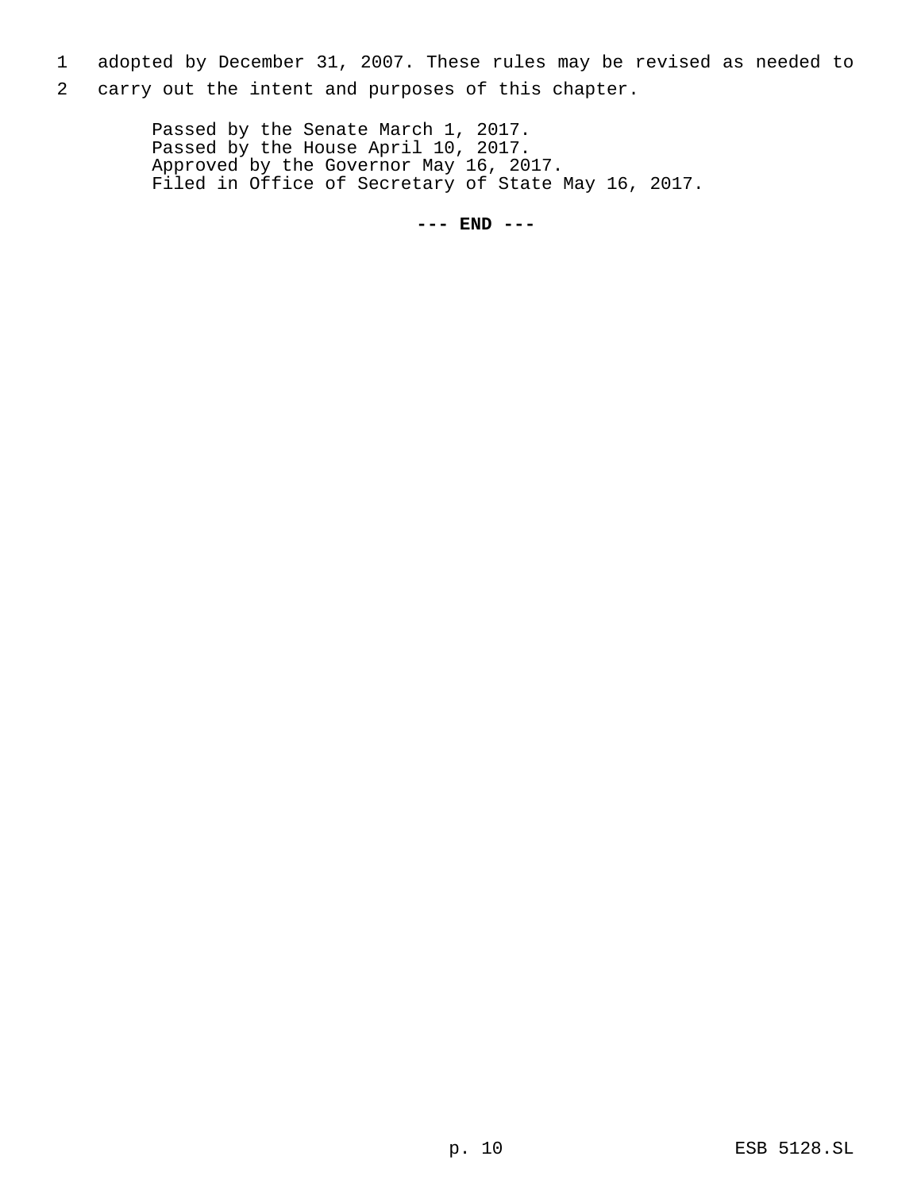adopted by December 31, 2007. These rules may be revised as needed to carry out the intent and purposes of this chapter.

Passed by the Senate March 1, 2017.
Passed by the House April 10, 2017.
Approved by the Governor May 16, 2017.
Filed in Office of Secretary of State May 16, 2017.

**--- END ---**